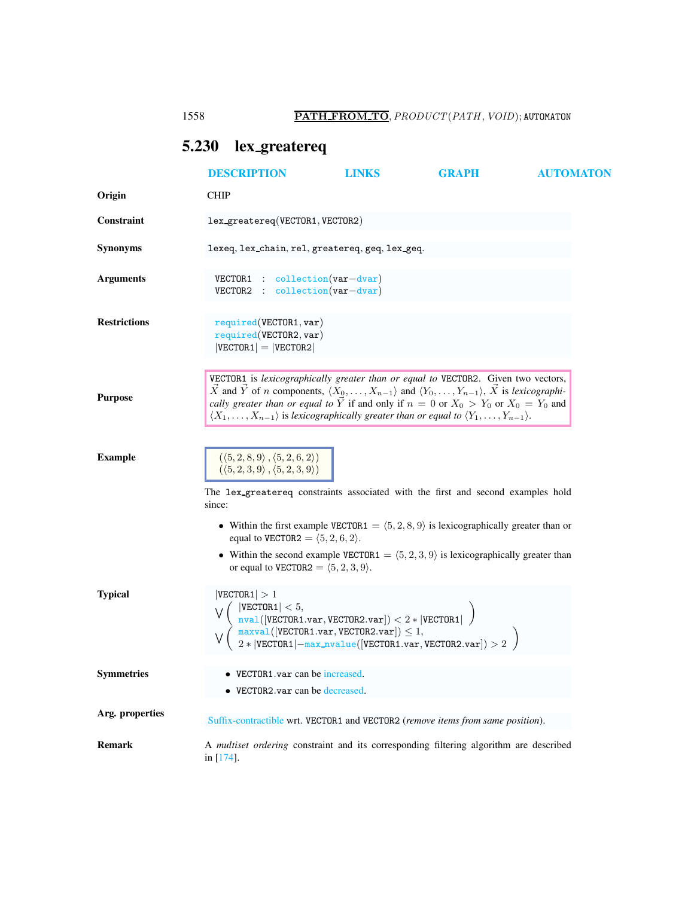## 5.230 lex_greatereq

DESCRIPTION LINKS GRAPH AUTOMATON

**Origin**

CHIP

**Constraint**

lex_greatereq(VECTOR1, VECTOR2)

**Synonyms**

lexeq, lex_chain, rel, greatereq, geq, lex_geq.

**Arguments**

```
VECTOR1 : collection(var-dvar)
VECTOR2 : collection(var-dvar)
```

**Restrictions**

required(VECTOR1, var)
required(VECTOR2, var)
|VECTOR1| = |VECTOR2|

**Purpose**

VECTOR1 is *lexicographically greater than or equal to* VECTOR2. Given two vectors, $\vec{X}$ and $\vec{Y}$ of $n$ components, $\langle X_0, \ldots, X_{n-1}\rangle$ and $\langle Y_0, \ldots, Y_{n-1}\rangle$, $\vec{X}$ is *lexicographically greater than or equal to* $\vec{Y}$ if and only if $n = 0$ or $X_0 > Y_0$ or $X_0 = Y_0$ and $\langle X_1, \ldots, X_{n-1}\rangle$ is *lexicographically greater than or equal to* $\langle Y_1, \ldots, Y_{n-1}\rangle$.

**Example**

$(\langle 5, 2, 8, 9\rangle, \langle 5, 2, 6, 2\rangle)$
$(\langle 5, 2, 3, 9\rangle, \langle 5, 2, 3, 9\rangle)$

The lex_greatereq constraints associated with the first and second examples hold since:

- Within the first example VECTOR1 = $\langle 5, 2, 8, 9\rangle$ is lexicographically greater than or equal to VECTOR2 = $\langle 5, 2, 6, 2\rangle$.
- Within the second example VECTOR1 = $\langle 5, 2, 3, 9\rangle$ is lexicographically greater than or equal to VECTOR2 = $\langle 5, 2, 3, 9\rangle$.

**Typical**

$$|\texttt{VECTOR1}| > 1$$
$$\bigvee\begin{pmatrix} |\texttt{VECTOR1}| < 5, \\ \texttt{nval}([\texttt{VECTOR1.var}, \texttt{VECTOR2.var}]) < 2 * |\texttt{VECTOR1}| \end{pmatrix}$$
$$\bigvee\begin{pmatrix} \texttt{maxval}([\texttt{VECTOR1.var}, \texttt{VECTOR2.var}]) \leq 1, \\ 2 * |\texttt{VECTOR1}| - \texttt{max\_nvalue}([\texttt{VECTOR1.var}, \texttt{VECTOR2.var}]) > 2 \end{pmatrix}$$

**Symmetries**

- VECTOR1.var can be increased.
- VECTOR2.var can be decreased.

**Arg. properties**

Suffix-contractible wrt. VECTOR1 and VECTOR2 (*remove items from same position*).

**Remark**

A *multiset ordering* constraint and its corresponding filtering algorithm are described in [174].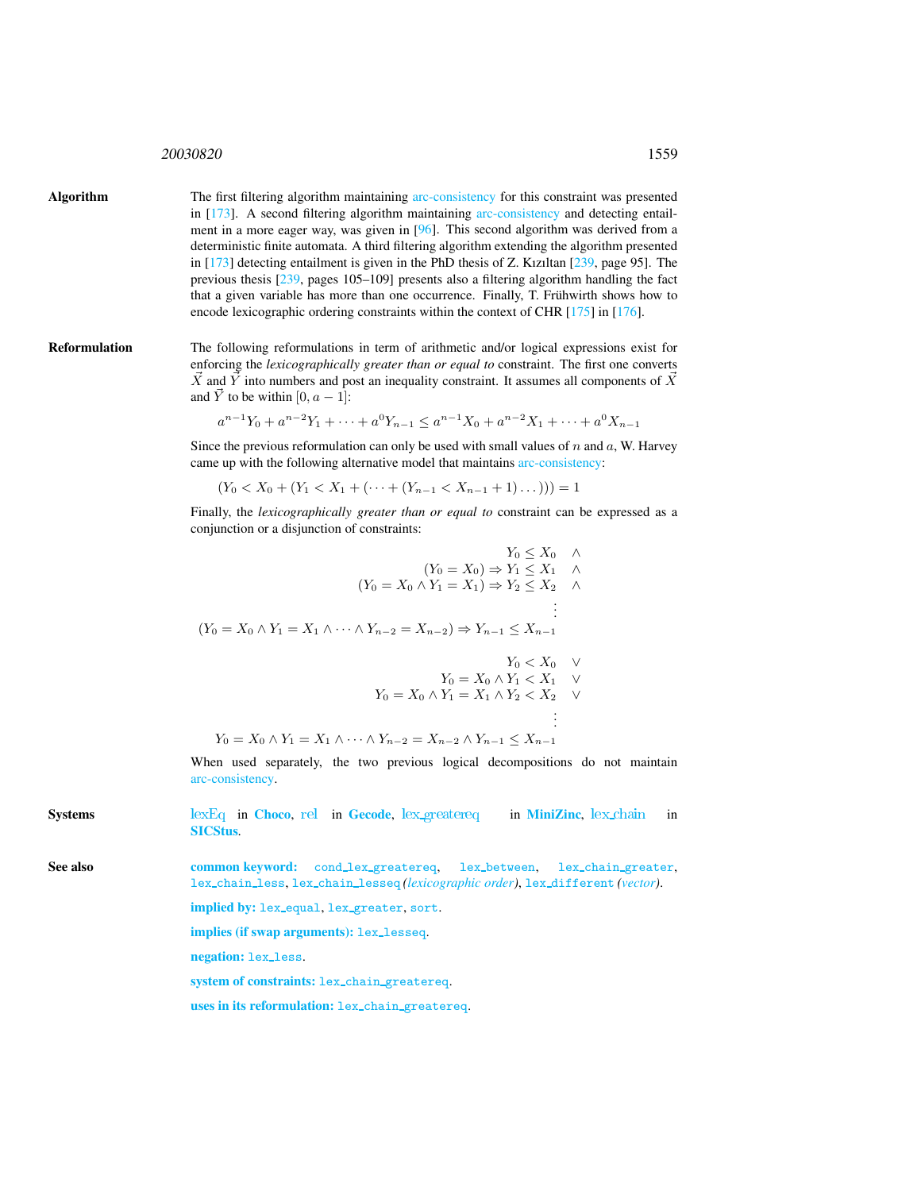**Algorithm** The first filtering algorithm maintaining arc-consistency for this constraint was presented in [173]. A second filtering algorithm maintaining arc-consistency and detecting entailment in a more eager way, was given in [96]. This second algorithm was derived from a deterministic finite automata. A third filtering algorithm extending the algorithm presented in [173] detecting entailment is given in the PhD thesis of Z. Kızıltan [239, page 95]. The previous thesis [239, pages 105–109] presents also a filtering algorithm handling the fact that a given variable has more than one occurrence. Finally, T. Frühwirth shows how to encode lexicographic ordering constraints within the context of CHR [175] in [176].

**Reformulation** The following reformulations in term of arithmetic and/or logical expressions exist for enforcing the *lexicographically greater than or equal to* constraint. The first one converts $\vec{X}$ and $\vec{Y}$ into numbers and post an inequality constraint. It assumes all components of $\vec{X}$ and $\vec{Y}$ to be within $[0, a-1]$:

$$a^{n-1}Y_0 + a^{n-2}Y_1 + \cdots + a^0 Y_{n-1} \leq a^{n-1}X_0 + a^{n-2}X_1 + \cdots + a^0 X_{n-1}$$

Since the previous reformulation can only be used with small values of $n$ and $a$, W. Harvey came up with the following alternative model that maintains arc-consistency:

$$(Y_0 < X_0 + (Y_1 < X_1 + (\cdots + (Y_{n-1} < X_{n-1} + 1)\ldots))) = 1$$

Finally, the *lexicographically greater than or equal to* constraint can be expressed as a conjunction or a disjunction of constraints:

$$\begin{array}{rl}
Y_0 \leq X_0 & \wedge \\
(Y_0 = X_0) \Rightarrow Y_1 \leq X_1 & \wedge \\
(Y_0 = X_0 \wedge Y_1 = X_1) \Rightarrow Y_2 \leq X_2 & \wedge \\
\vdots & \\
(Y_0 = X_0 \wedge Y_1 = X_1 \wedge \cdots \wedge Y_{n-2} = X_{n-2}) \Rightarrow Y_{n-1} \leq X_{n-1} &
\end{array}$$

$$\begin{array}{rl}
Y_0 < X_0 & \vee \\
Y_0 = X_0 \wedge Y_1 < X_1 & \vee \\
Y_0 = X_0 \wedge Y_1 = X_1 \wedge Y_2 < X_2 & \vee \\
\vdots & \\
Y_0 = X_0 \wedge Y_1 = X_1 \wedge \cdots \wedge Y_{n-2} = X_{n-2} \wedge Y_{n-1} \leq X_{n-1} &
\end{array}$$

When used separately, the two previous logical decompositions do not maintain arc-consistency.

**Systems** lexEq in **Choco**, rel in **Gecode**, lex_greatereq in **MiniZinc**, lex_chain in **SICStus**.

**See also** **common keyword:** `cond_lex_greatereq`, `lex_between`, `lex_chain_greater`, `lex_chain_less`, `lex_chain_lesseq` *(lexicographic order)*, `lex_different` *(vector)*.

**implied by:** `lex_equal`, `lex_greater`, `sort`.

**implies (if swap arguments):** `lex_lesseq`.

**negation:** `lex_less`.

**system of constraints:** `lex_chain_greatereq`.

**uses in its reformulation:** `lex_chain_greatereq`.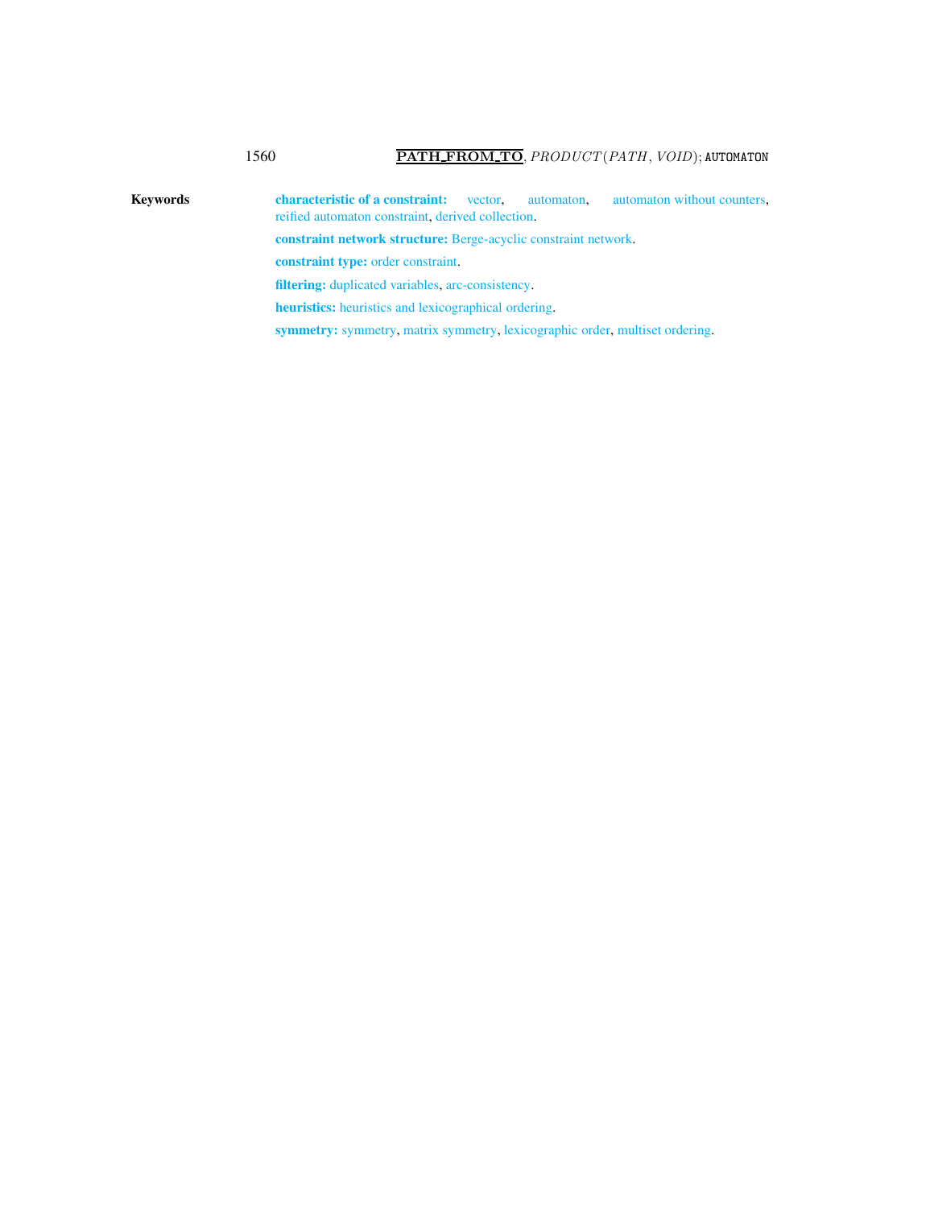**Keywords**

**characteristic of a constraint:** vector, automaton, automaton without counters, reified automaton constraint, derived collection.

**constraint network structure:** Berge-acyclic constraint network.

**constraint type:** order constraint.

**filtering:** duplicated variables, arc-consistency.

**heuristics:** heuristics and lexicographical ordering.

**symmetry:** symmetry, matrix symmetry, lexicographic order, multiset ordering.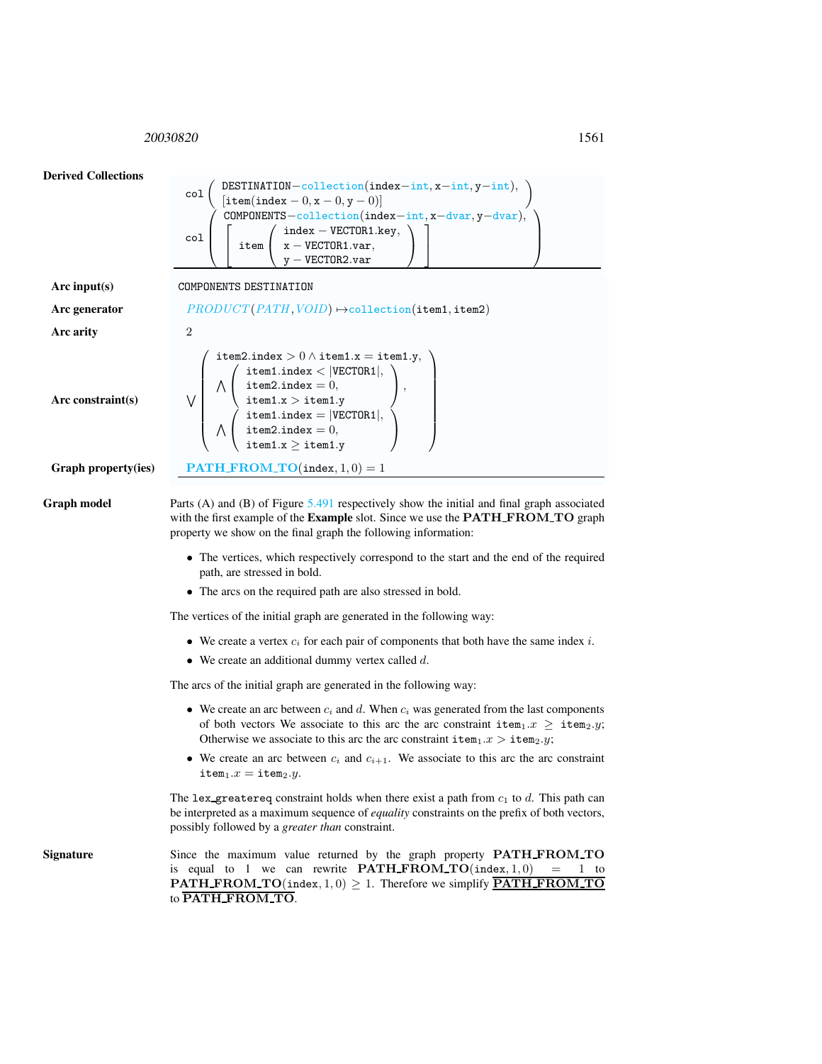**Derived Collections**

$$\text{col}\left(\begin{array}{l}\text{DESTINATION}-\text{collection}(\text{index}-\text{int},\text{x}-\text{int},\text{y}-\text{int}),\\ [\text{item}(\text{index}-0,\text{x}-0,\text{y}-0)]\end{array}\right)$$

$$\text{col}\left(\begin{array}{l}\text{COMPONENTS}-\text{collection}(\text{index}-\text{int},\text{x}-\text{dvar},\text{y}-\text{dvar}),\\ \left[\text{item}\left(\begin{array}{l}\text{index}-\text{VECTOR1.key},\\ \text{x}-\text{VECTOR1.var},\\ \text{y}-\text{VECTOR2.var}\end{array}\right)\right]\end{array}\right)$$

**Arc input(s)** COMPONENTS DESTINATION

**Arc generator** $PRODUCT(PATH, VOID) \mapsto \text{collection}(\text{item1}, \text{item2})$

**Arc arity** 2

**Arc constraint(s)**

$$\bigvee\left(\begin{array}{l}\text{item2.index} > 0 \wedge \text{item1.x} = \text{item1.y},\\ \bigwedge\left(\begin{array}{l}\text{item1.index} < |\text{VECTOR1}|,\\ \text{item2.index} = 0,\\ \text{item1.x} > \text{item1.y}\end{array}\right),\\ \bigwedge\left(\begin{array}{l}\text{item1.index} = |\text{VECTOR1}|,\\ \text{item2.index} = 0,\\ \text{item1.x} \geq \text{item1.y}\end{array}\right)\end{array}\right)$$

**Graph property(ies)** $\textbf{PATH\_FROM\_TO}(\text{index}, 1, 0) = 1$

**Graph model**

Parts (A) and (B) of Figure 5.491 respectively show the initial and final graph associated with the first example of the **Example** slot. Since we use the **PATH_FROM_TO** graph property we show on the final graph the following information:

- The vertices, which respectively correspond to the start and the end of the required path, are stressed in bold.
- The arcs on the required path are also stressed in bold.

The vertices of the initial graph are generated in the following way:

- We create a vertex $c_i$ for each pair of components that both have the same index $i$.
- We create an additional dummy vertex called $d$.

The arcs of the initial graph are generated in the following way:

- We create an arc between $c_i$ and $d$. When $c_i$ was generated from the last components of both vectors We associate to this arc the arc constraint $\text{item}_1.x \geq \text{item}_2.y$; Otherwise we associate to this arc the arc constraint $\text{item}_1.x > \text{item}_2.y$;
- We create an arc between $c_i$ and $c_{i+1}$. We associate to this arc the arc constraint $\text{item}_1.x = \text{item}_2.y$.

The lex_greatereq constraint holds when there exist a path from $c_1$ to $d$. This path can be interpreted as a maximum sequence of *equality* constraints on the prefix of both vectors, possibly followed by a *greater than* constraint.

**Signature**

Since the maximum value returned by the graph property **PATH_FROM_TO** is equal to 1 we can rewrite $\textbf{PATH\_FROM\_TO}(\text{index}, 1, 0) = 1$ to $\textbf{PATH\_FROM\_TO}(\text{index}, 1, 0) \geq 1$. Therefore we simplify $\underline{\overline{\textbf{PATH\_FROM\_TO}}}$ to $\overline{\textbf{PATH\_FROM\_TO}}$.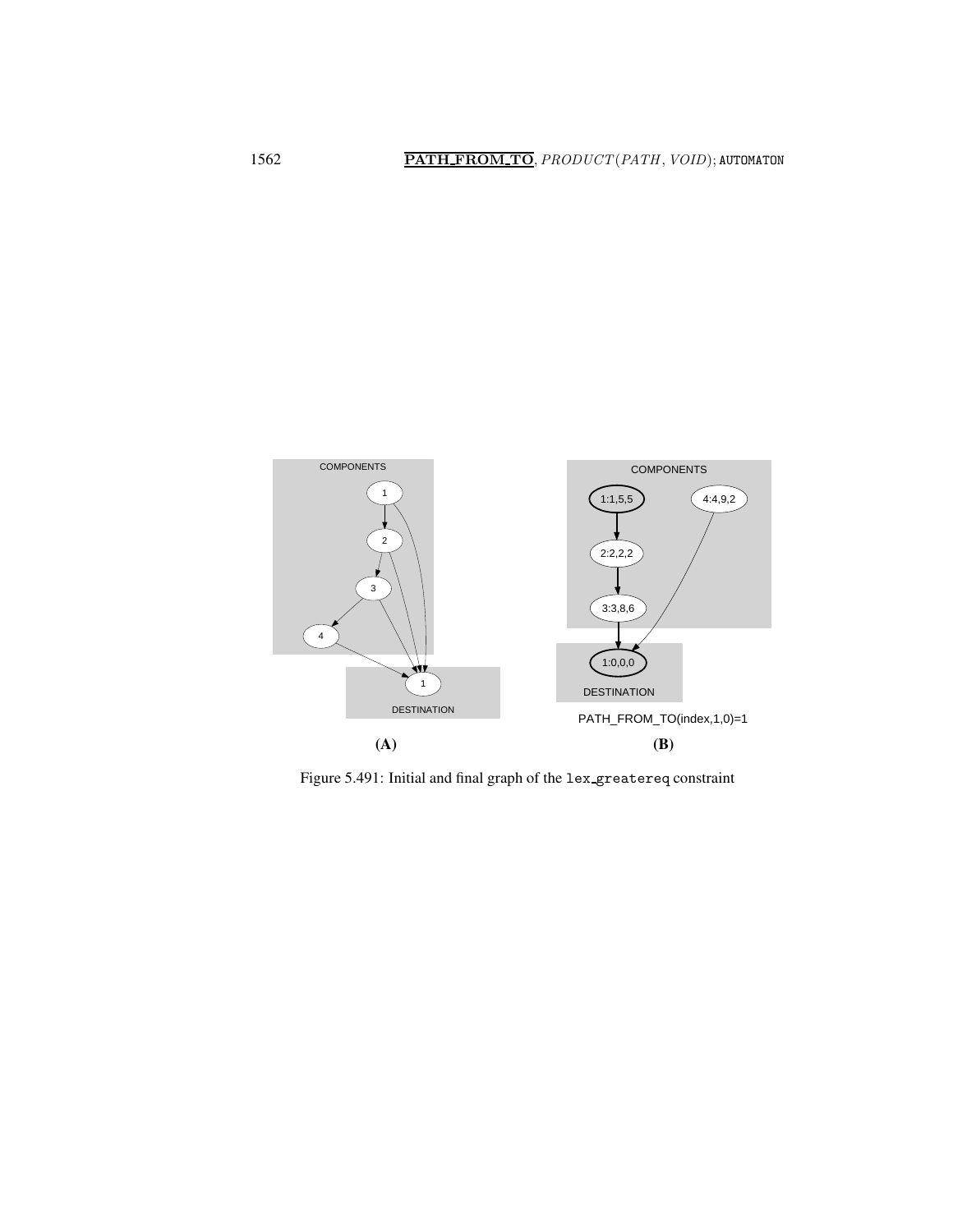COMPONENTS

DESTINATION

**(A)**

COMPONENTS

1:1,5,5

2:2,2,2

3:3,8,6

4:4,9,2

1:0,0,0

DESTINATION

PATH_FROM_TO(index,1,0)=1

**(B)**

Figure 5.491: Initial and final graph of the `lex_greatereq` constraint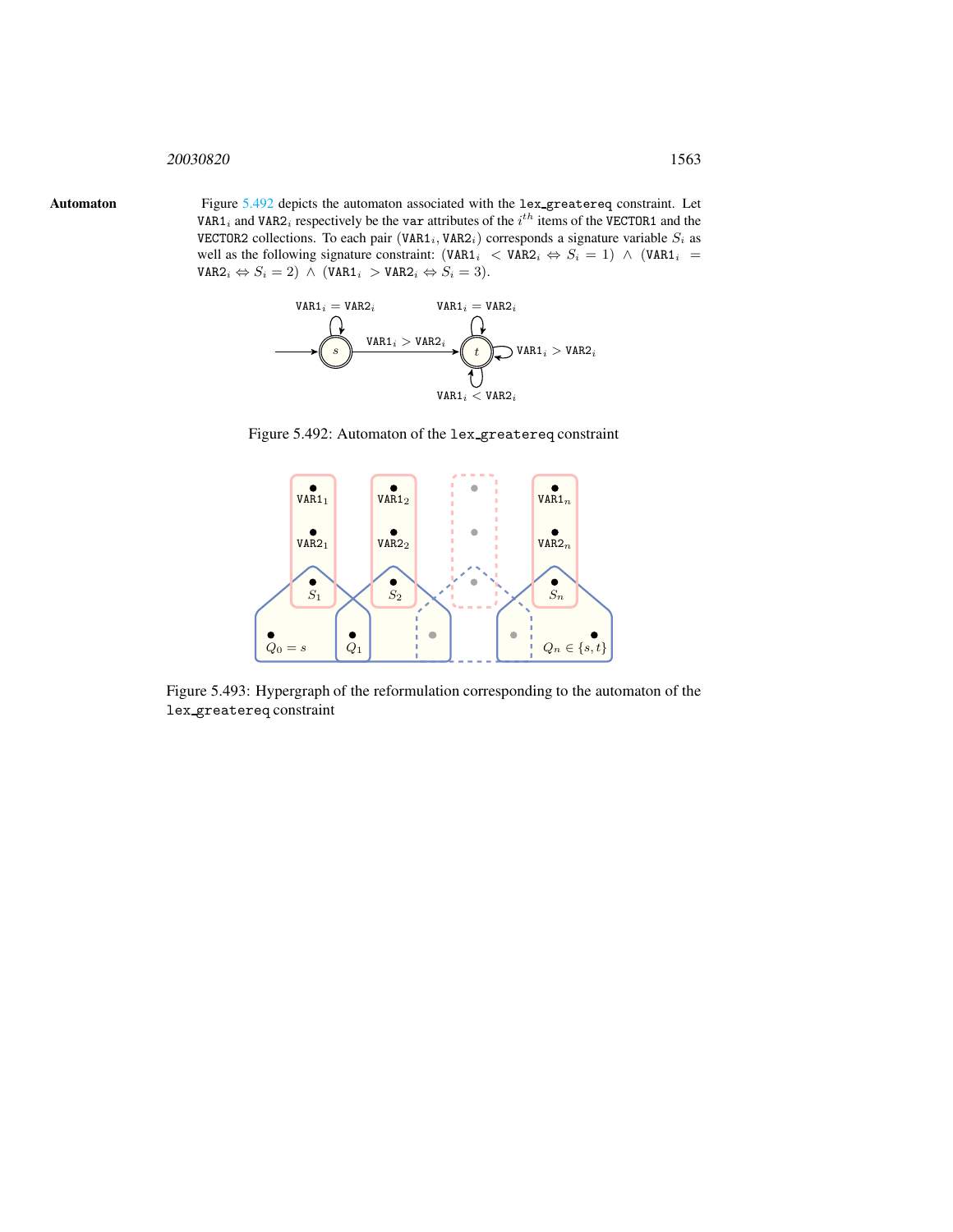**Automaton** Figure 5.492 depicts the automaton associated with the `lex_greatereq` constraint. Let $\texttt{VAR1}_i$ and $\texttt{VAR2}_i$ respectively be the `var` attributes of the $i^{th}$ items of the `VECTOR1` and the `VECTOR2` collections. To each pair $(\texttt{VAR1}_i, \texttt{VAR2}_i)$ corresponds a signature variable $S_i$ as well as the following signature constraint: $(\texttt{VAR1}_i < \texttt{VAR2}_i \Leftrightarrow S_i = 1) \wedge (\texttt{VAR1}_i = \texttt{VAR2}_i \Leftrightarrow S_i = 2) \wedge (\texttt{VAR1}_i > \texttt{VAR2}_i \Leftrightarrow S_i = 3)$.

$\texttt{VAR1}_i = \texttt{VAR2}_i$
$\texttt{VAR1}_i = \texttt{VAR2}_i$
$s$
$\texttt{VAR1}_i > \texttt{VAR2}_i$
$t$
$\texttt{VAR1}_i > \texttt{VAR2}_i$
$\texttt{VAR1}_i < \texttt{VAR2}_i$

Figure 5.492: Automaton of the `lex_greatereq` constraint

$\texttt{VAR1}_1$ $\texttt{VAR1}_2$ $\texttt{VAR1}_n$
$\texttt{VAR2}_1$ $\texttt{VAR2}_2$ $\texttt{VAR2}_n$
$S_1$ $S_2$ $S_n$
$Q_0 = s$ $Q_1$ $Q_n \in \{s, t\}$

Figure 5.493: Hypergraph of the reformulation corresponding to the automaton of the `lex_greatereq` constraint